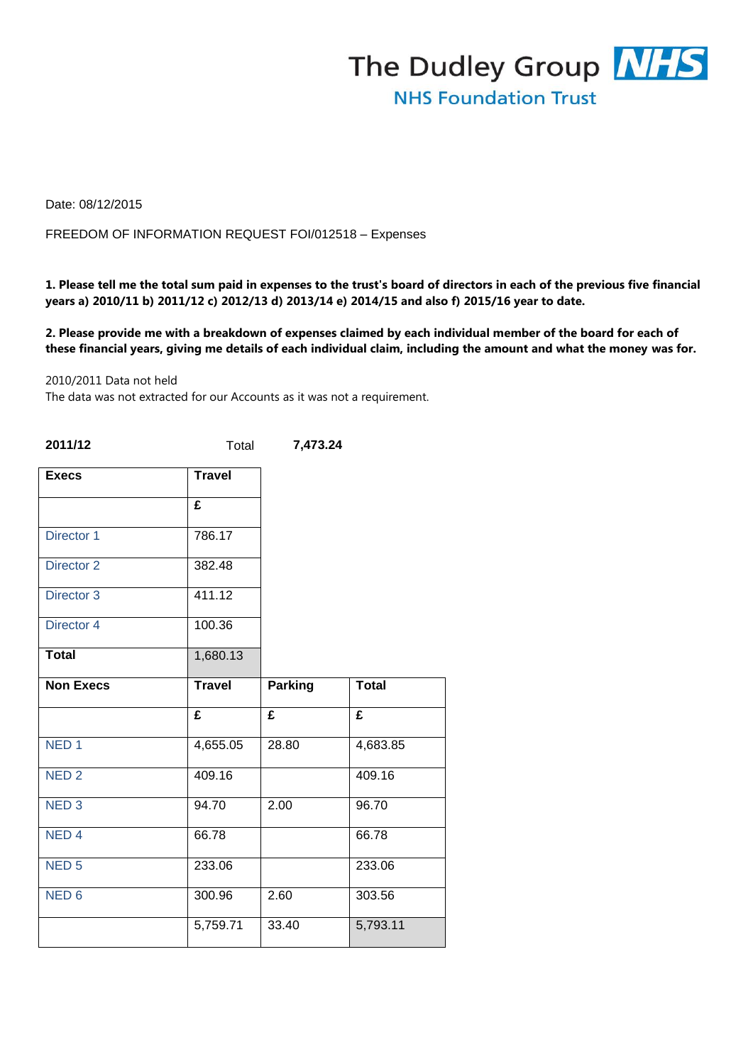The Dudley Group NHS Foundation Trust

Date: 08/12/2015

FREEDOM OF INFORMATION REQUEST FOI/012518 – Expenses

**1. Please tell me the total sum paid in expenses to the trust's board of directors in each of the previous five financial years a) 2010/11 b) 2011/12 c) 2012/13 d) 2013/14 e) 2014/15 and also f) 2015/16 year to date.**

**2. Please provide me with a breakdown of expenses claimed by each individual member of the board for each of these financial years, giving me details of each individual claim, including the amount and what the money was for.**

2010/2011 Data not held
The data was not extracted for our Accounts as it was not a requirement.

**2011/12** Total **7,473.24**

| **Execs** | **Travel** |
|---|---|
| | **£** |
| Director 1 | 786.17 |
| Director 2 | 382.48 |
| Director 3 | 411.12 |
| Director 4 | 100.36 |
| **Total** | 1,680.13 |

| **Non Execs** | **Travel** | **Parking** | **Total** |
|---|---|---|---|
| | **£** | **£** | **£** |
| NED 1 | 4,655.05 | 28.80 | 4,683.85 |
| NED 2 | 409.16 | | 409.16 |
| NED 3 | 94.70 | 2.00 | 96.70 |
| NED 4 | 66.78 | | 66.78 |
| NED 5 | 233.06 | | 233.06 |
| NED 6 | 300.96 | 2.60 | 303.56 |
| | 5,759.71 | 33.40 | 5,793.11 |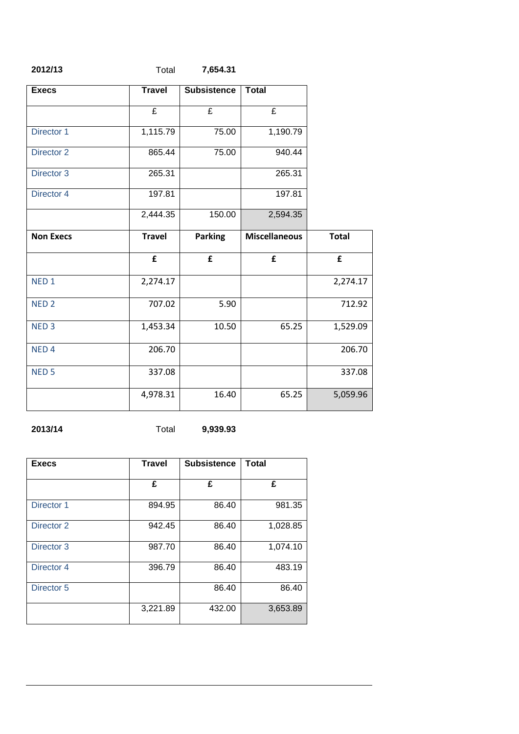**2012/13** Total **7,654.31**

| **Execs** | **Travel** | **Subsistence** | **Total** |
|---|---|---|---|
| | £ | £ | £ |
| Director 1 | 1,115.79 | 75.00 | 1,190.79 |
| Director 2 | 865.44 | 75.00 | 940.44 |
| Director 3 | 265.31 | | 265.31 |
| Director 4 | 197.81 | | 197.81 |
| | 2,444.35 | 150.00 | 2,594.35 |

| **Non Execs** | **Travel** | **Parking** | **Miscellaneous** | **Total** |
|---|---|---|---|---|
| | **£** | **£** | **£** | **£** |
| NED 1 | 2,274.17 | | | 2,274.17 |
| NED 2 | 707.02 | 5.90 | | 712.92 |
| NED 3 | 1,453.34 | 10.50 | 65.25 | 1,529.09 |
| NED 4 | 206.70 | | | 206.70 |
| NED 5 | 337.08 | | | 337.08 |
| | 4,978.31 | 16.40 | 65.25 | 5,059.96 |

**2013/14** Total **9,939.93**

| **Execs** | **Travel** | **Subsistence** | **Total** |
|---|---|---|---|
| | **£** | **£** | **£** |
| Director 1 | 894.95 | 86.40 | 981.35 |
| Director 2 | 942.45 | 86.40 | 1,028.85 |
| Director 3 | 987.70 | 86.40 | 1,074.10 |
| Director 4 | 396.79 | 86.40 | 483.19 |
| Director 5 | | 86.40 | 86.40 |
| | 3,221.89 | 432.00 | 3,653.89 |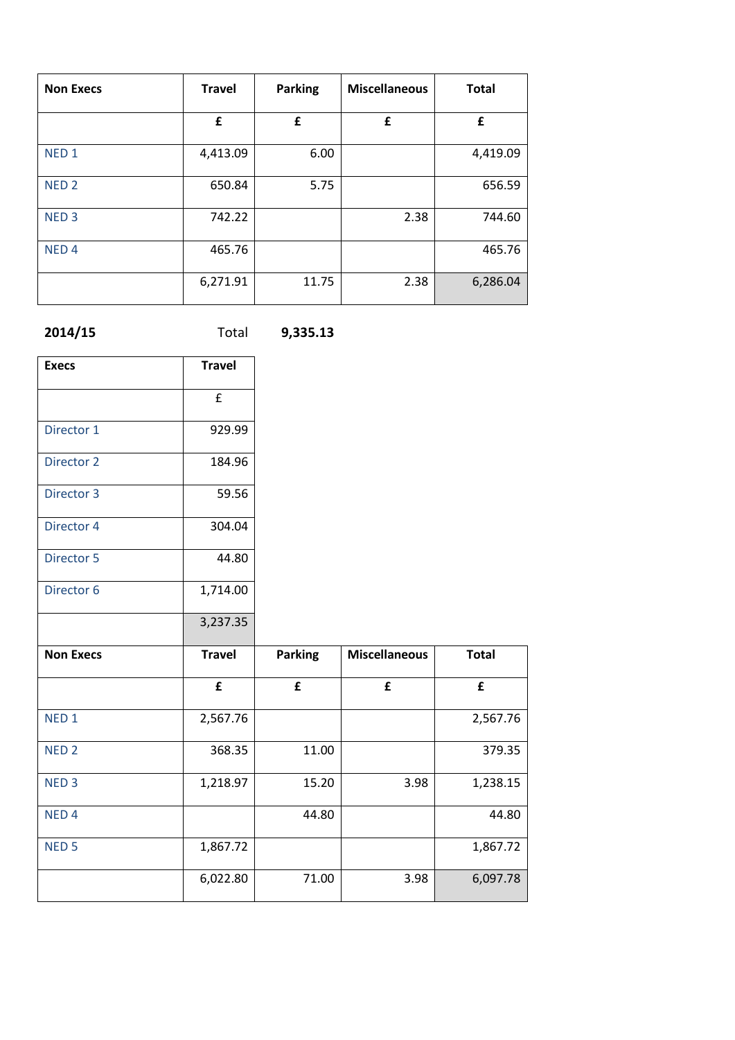| Non Execs | Travel | Parking | Miscellaneous | Total |
|---|---|---|---|---|
| | £ | £ | £ | £ |
| NED 1 | 4,413.09 | 6.00 | | 4,419.09 |
| NED 2 | 650.84 | 5.75 | | 656.59 |
| NED 3 | 742.22 | | 2.38 | 744.60 |
| NED 4 | 465.76 | | | 465.76 |
| | 6,271.91 | 11.75 | 2.38 | 6,286.04 |

**2014/15** Total **9,335.13**

| Execs | Travel |
|---|---|
| | £ |
| Director 1 | 929.99 |
| Director 2 | 184.96 |
| Director 3 | 59.56 |
| Director 4 | 304.04 |
| Director 5 | 44.80 |
| Director 6 | 1,714.00 |
| | 3,237.35 |

| Non Execs | Travel | Parking | Miscellaneous | Total |
|---|---|---|---|---|
| | £ | £ | £ | £ |
| NED 1 | 2,567.76 | | | 2,567.76 |
| NED 2 | 368.35 | 11.00 | | 379.35 |
| NED 3 | 1,218.97 | 15.20 | 3.98 | 1,238.15 |
| NED 4 | | 44.80 | | 44.80 |
| NED 5 | 1,867.72 | | | 1,867.72 |
| | 6,022.80 | 71.00 | 3.98 | 6,097.78 |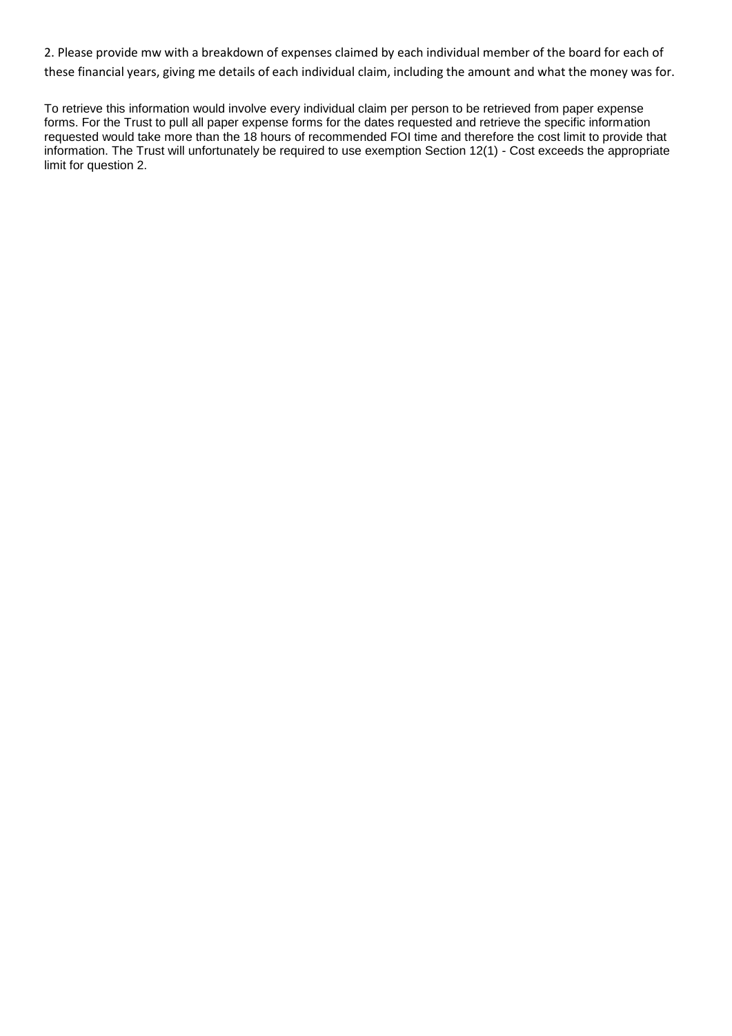2. Please provide mw with a breakdown of expenses claimed by each individual member of the board for each of these financial years, giving me details of each individual claim, including the amount and what the money was for.

To retrieve this information would involve every individual claim per person to be retrieved from paper expense forms. For the Trust to pull all paper expense forms for the dates requested and retrieve the specific information requested would take more than the 18 hours of recommended FOI time and therefore the cost limit to provide that information. The Trust will unfortunately be required to use exemption Section 12(1) - Cost exceeds the appropriate limit for question 2.